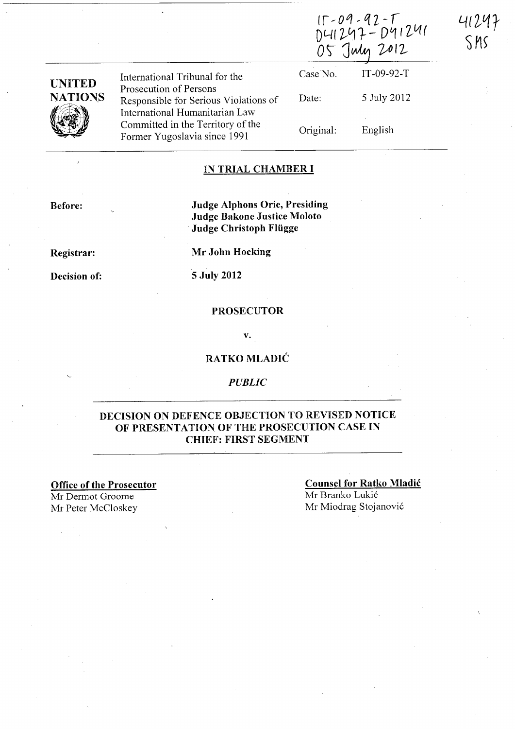IT-09-92-T
D41247-D41241
05 July 2012

41247
SMS

| UNITED NATIONS | International Tribunal for the Prosecution of Persons Responsible for Serious Violations of International Humanitarian Law Committed in the Territory of the Former Yugoslavia since 1991 | Case No. | IT-09-92-T |
|---|---|---|---|
| | | Date: | 5 July 2012 |
| | | Original: | English |

## IN TRIAL CHAMBER I

**Before:** **Judge Alphons Orie, Presiding**
**Judge Bakone Justice Moloto**
**Judge Christoph Flügge**

**Registrar:** **Mr John Hocking**

**Decision of:** **5 July 2012**

**PROSECUTOR**

**v.**

**RATKO MLADIĆ**

***PUBLIC***

## DECISION ON DEFENCE OBJECTION TO REVISED NOTICE OF PRESENTATION OF THE PROSECUTION CASE IN CHIEF: FIRST SEGMENT

**Office of the Prosecutor**
Mr Dermot Groome
Mr Peter McCloskey

**Counsel for Ratko Mladić**
Mr Branko Lukić
Mr Miodrag Stojanović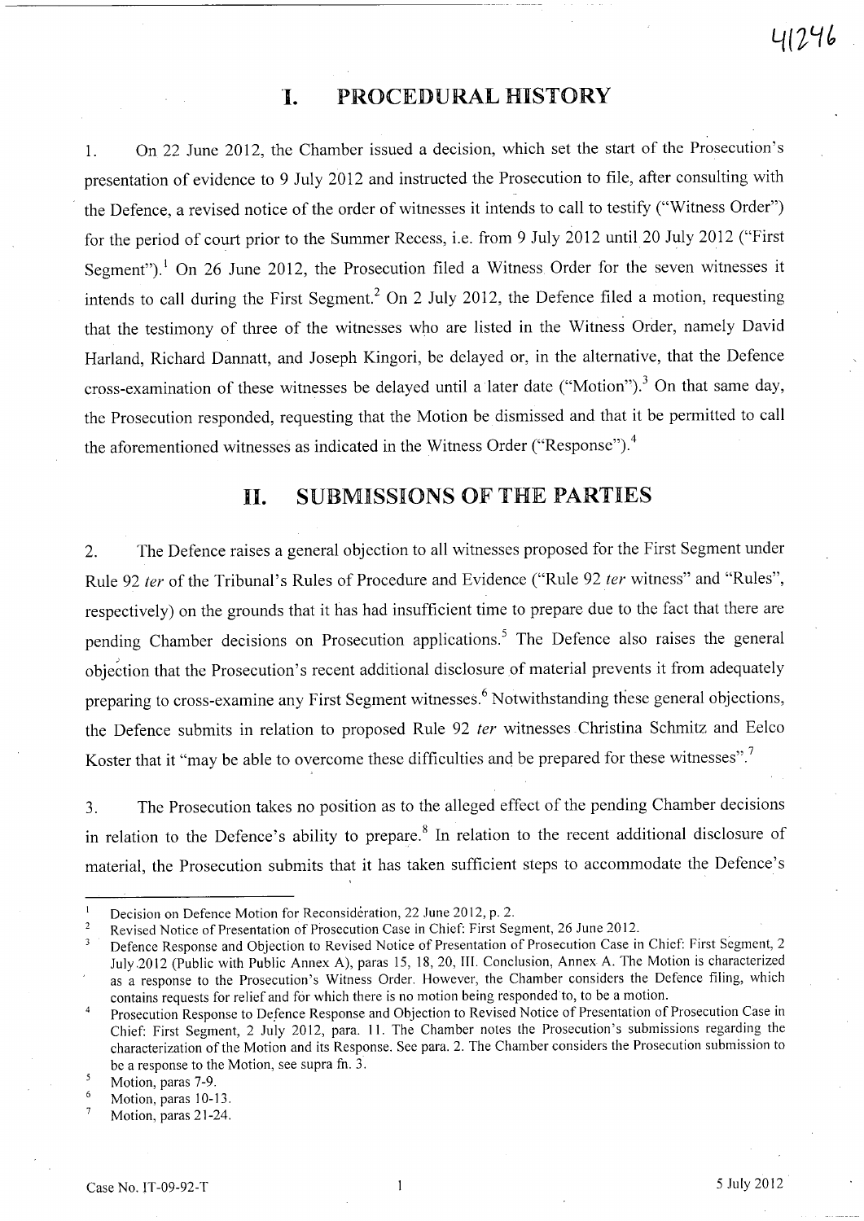# I. PROCEDURAL HISTORY

1. On 22 June 2012, the Chamber issued a decision, which set the start of the Prosecution's presentation of evidence to 9 July 2012 and instructed the Prosecution to file, after consulting with the Defence, a revised notice of the order of witnesses it intends to call to testify ("Witness Order") for the period of court prior to the Summer Recess, i.e. from 9 July 2012 until 20 July 2012 ("First Segment").[1] On 26 June 2012, the Prosecution filed a Witness Order for the seven witnesses it intends to call during the First Segment.[2] On 2 July 2012, the Defence filed a motion, requesting that the testimony of three of the witnesses who are listed in the Witness Order, namely David Harland, Richard Dannatt, and Joseph Kingori, be delayed or, in the alternative, that the Defence cross-examination of these witnesses be delayed until a later date ("Motion").[3] On that same day, the Prosecution responded, requesting that the Motion be dismissed and that it be permitted to call the aforementioned witnesses as indicated in the Witness Order ("Response").[4]

# II. SUBMISSIONS OF THE PARTIES

2. The Defence raises a general objection to all witnesses proposed for the First Segment under Rule 92 *ter* of the Tribunal's Rules of Procedure and Evidence ("Rule 92 *ter* witness" and "Rules", respectively) on the grounds that it has had insufficient time to prepare due to the fact that there are pending Chamber decisions on Prosecution applications.[5] The Defence also raises the general objection that the Prosecution's recent additional disclosure of material prevents it from adequately preparing to cross-examine any First Segment witnesses.[6] Notwithstanding these general objections, the Defence submits in relation to proposed Rule 92 *ter* witnesses Christina Schmitz and Eelco Koster that it "may be able to overcome these difficulties and be prepared for these witnesses".[7]

3. The Prosecution takes no position as to the alleged effect of the pending Chamber decisions in relation to the Defence's ability to prepare.[8] In relation to the recent additional disclosure of material, the Prosecution submits that it has taken sufficient steps to accommodate the Defence's

---

[1] Decision on Defence Motion for Reconsideration, 22 June 2012, p. 2.

[2] Revised Notice of Presentation of Prosecution Case in Chief: First Segment, 26 June 2012.

[3] Defence Response and Objection to Revised Notice of Presentation of Prosecution Case in Chief: First Segment, 2 July 2012 (Public with Public Annex A), paras 15, 18, 20, III. Conclusion, Annex A. The Motion is characterized as a response to the Prosecution's Witness Order. However, the Chamber considers the Defence filing, which contains requests for relief and for which there is no motion being responded to, to be a motion.

[4] Prosecution Response to Defence Response and Objection to Revised Notice of Presentation of Prosecution Case in Chief: First Segment, 2 July 2012, para. 11. The Chamber notes the Prosecution's submissions regarding the characterization of the Motion and its Response. See para. 2. The Chamber considers the Prosecution submission to be a response to the Motion, see supra fn. 3.

[5] Motion, paras 7-9.

[6] Motion, paras 10-13.

[7] Motion, paras 21-24.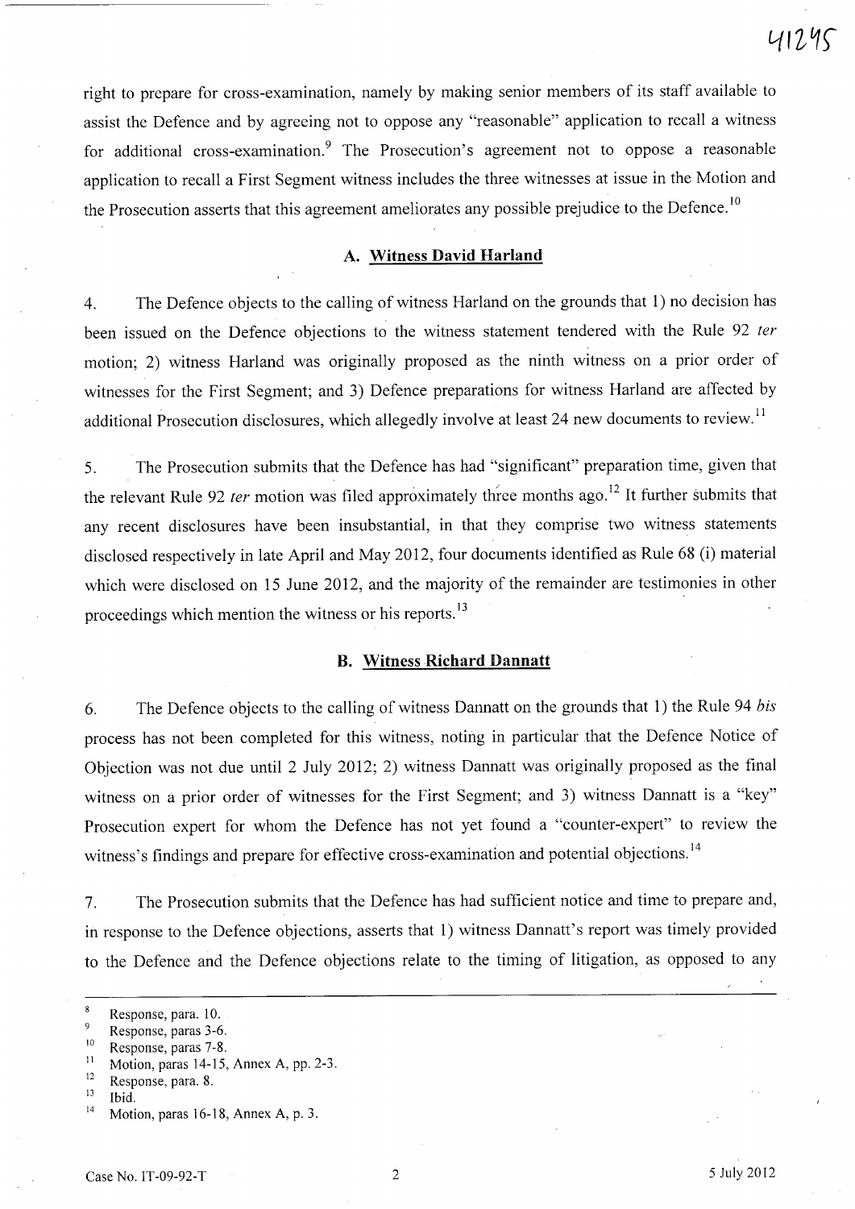right to prepare for cross-examination, namely by making senior members of its staff available to assist the Defence and by agreeing not to oppose any "reasonable" application to recall a witness for additional cross-examination.[9] The Prosecution's agreement not to oppose a reasonable application to recall a First Segment witness includes the three witnesses at issue in the Motion and the Prosecution asserts that this agreement ameliorates any possible prejudice to the Defence.[10]

### A. Witness David Harland

4. The Defence objects to the calling of witness Harland on the grounds that 1) no decision has been issued on the Defence objections to the witness statement tendered with the Rule 92 *ter* motion; 2) witness Harland was originally proposed as the ninth witness on a prior order of witnesses for the First Segment; and 3) Defence preparations for witness Harland are affected by additional Prosecution disclosures, which allegedly involve at least 24 new documents to review.[11]

5. The Prosecution submits that the Defence has had "significant" preparation time, given that the relevant Rule 92 *ter* motion was filed approximately three months ago.[12] It further submits that any recent disclosures have been insubstantial, in that they comprise two witness statements disclosed respectively in late April and May 2012, four documents identified as Rule 68 (i) material which were disclosed on 15 June 2012, and the majority of the remainder are testimonies in other proceedings which mention the witness or his reports.[13]

### B. Witness Richard Dannatt

6. The Defence objects to the calling of witness Dannatt on the grounds that 1) the Rule 94 *bis* process has not been completed for this witness, noting in particular that the Defence Notice of Objection was not due until 2 July 2012; 2) witness Dannatt was originally proposed as the final witness on a prior order of witnesses for the First Segment; and 3) witness Dannatt is a "key" Prosecution expert for whom the Defence has not yet found a "counter-expert" to review the witness's findings and prepare for effective cross-examination and potential objections.[14]

7. The Prosecution submits that the Defence has had sufficient notice and time to prepare and, in response to the Defence objections, asserts that 1) witness Dannatt's report was timely provided to the Defence and the Defence objections relate to the timing of litigation, as opposed to any

---

[8] Response, para. 10.
[9] Response, paras 3-6.
[10] Response, paras 7-8.
[11] Motion, paras 14-15, Annex A, pp. 2-3.
[12] Response, para. 8.
[13] Ibid.
[14] Motion, paras 16-18, Annex A, p. 3.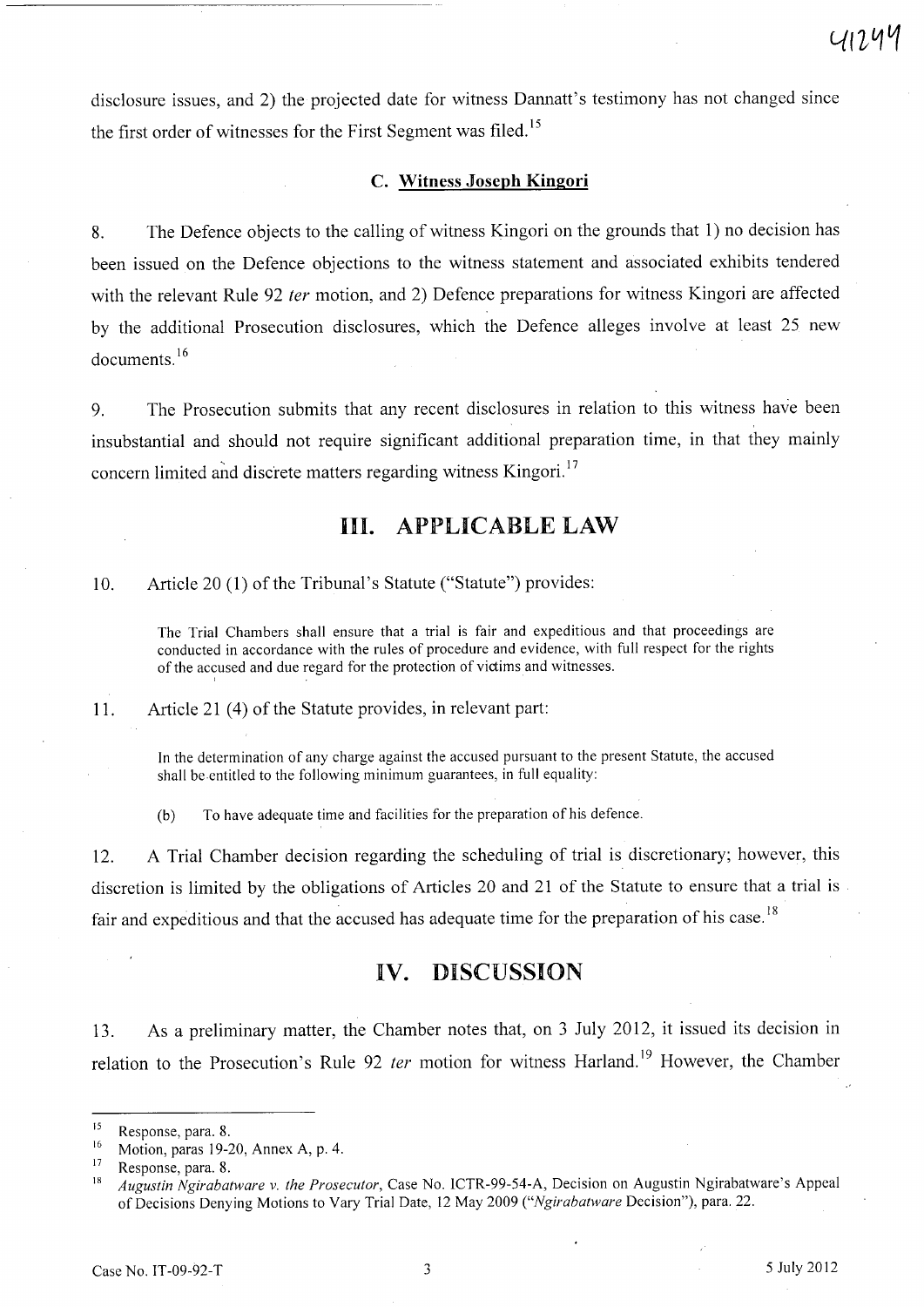disclosure issues, and 2) the projected date for witness Dannatt's testimony has not changed since the first order of witnesses for the First Segment was filed.[15]

### C. Witness Joseph Kingori

8. The Defence objects to the calling of witness Kingori on the grounds that 1) no decision has been issued on the Defence objections to the witness statement and associated exhibits tendered with the relevant Rule 92 *ter* motion, and 2) Defence preparations for witness Kingori are affected by the additional Prosecution disclosures, which the Defence alleges involve at least 25 new documents.[16]

9. The Prosecution submits that any recent disclosures in relation to this witness have been insubstantial and should not require significant additional preparation time, in that they mainly concern limited and discrete matters regarding witness Kingori.[17]

## III. APPLICABLE LAW

10. Article 20 (1) of the Tribunal's Statute ("Statute") provides:

> The Trial Chambers shall ensure that a trial is fair and expeditious and that proceedings are conducted in accordance with the rules of procedure and evidence, with full respect for the rights of the accused and due regard for the protection of victims and witnesses.

11. Article 21 (4) of the Statute provides, in relevant part:

> In the determination of any charge against the accused pursuant to the present Statute, the accused shall be entitled to the following minimum guarantees, in full equality:
>
> (b) To have adequate time and facilities for the preparation of his defence.

12. A Trial Chamber decision regarding the scheduling of trial is discretionary; however, this discretion is limited by the obligations of Articles 20 and 21 of the Statute to ensure that a trial is fair and expeditious and that the accused has adequate time for the preparation of his case.[18]

## IV. DISCUSSION

13. As a preliminary matter, the Chamber notes that, on 3 July 2012, it issued its decision in relation to the Prosecution's Rule 92 *ter* motion for witness Harland.[19] However, the Chamber

---

[15] Response, para. 8.

[16] Motion, paras 19-20, Annex A, p. 4.

[17] Response, para. 8.

[18] *Augustin Ngirabatware v. the Prosecutor*, Case No. ICTR-99-54-A, Decision on Augustin Ngirabatware's Appeal of Decisions Denying Motions to Vary Trial Date, 12 May 2009 ("*Ngirabatware* Decision"), para. 22.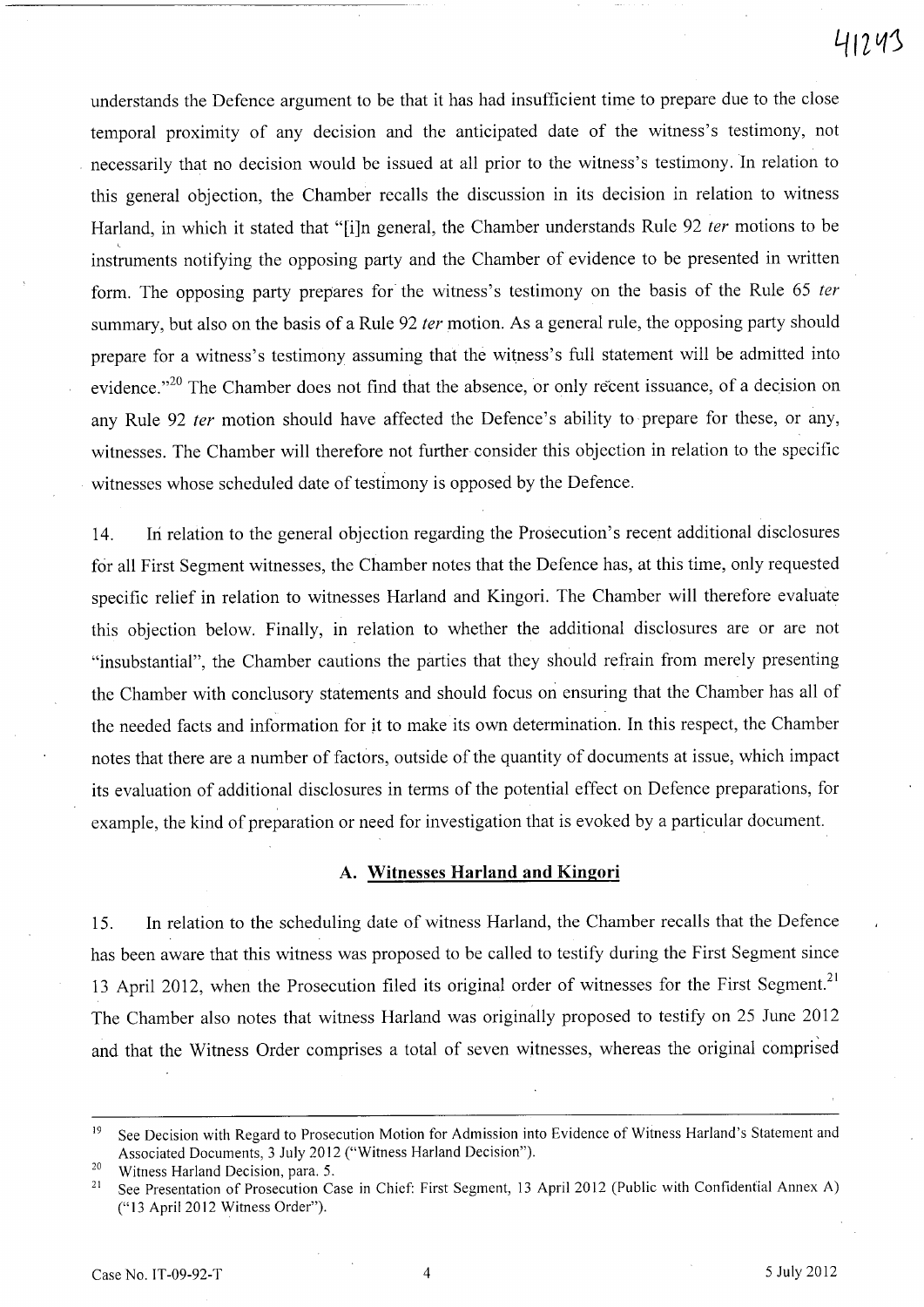understands the Defence argument to be that it has had insufficient time to prepare due to the close temporal proximity of any decision and the anticipated date of the witness's testimony, not necessarily that no decision would be issued at all prior to the witness's testimony. In relation to this general objection, the Chamber recalls the discussion in its decision in relation to witness Harland, in which it stated that "[i]n general, the Chamber understands Rule 92 *ter* motions to be instruments notifying the opposing party and the Chamber of evidence to be presented in written form. The opposing party prepares for the witness's testimony on the basis of the Rule 65 *ter* summary, but also on the basis of a Rule 92 *ter* motion. As a general rule, the opposing party should prepare for a witness's testimony assuming that the witness's full statement will be admitted into evidence."[20] The Chamber does not find that the absence, or only recent issuance, of a decision on any Rule 92 *ter* motion should have affected the Defence's ability to prepare for these, or any, witnesses. The Chamber will therefore not further consider this objection in relation to the specific witnesses whose scheduled date of testimony is opposed by the Defence.

14. In relation to the general objection regarding the Prosecution's recent additional disclosures for all First Segment witnesses, the Chamber notes that the Defence has, at this time, only requested specific relief in relation to witnesses Harland and Kingori. The Chamber will therefore evaluate this objection below. Finally, in relation to whether the additional disclosures are or are not "insubstantial", the Chamber cautions the parties that they should refrain from merely presenting the Chamber with conclusory statements and should focus on ensuring that the Chamber has all of the needed facts and information for it to make its own determination. In this respect, the Chamber notes that there are a number of factors, outside of the quantity of documents at issue, which impact its evaluation of additional disclosures in terms of the potential effect on Defence preparations, for example, the kind of preparation or need for investigation that is evoked by a particular document.

## A. Witnesses Harland and Kingori

15. In relation to the scheduling date of witness Harland, the Chamber recalls that the Defence has been aware that this witness was proposed to be called to testify during the First Segment since 13 April 2012, when the Prosecution filed its original order of witnesses for the First Segment.[21] The Chamber also notes that witness Harland was originally proposed to testify on 25 June 2012 and that the Witness Order comprises a total of seven witnesses, whereas the original comprised

---

[19] See Decision with Regard to Prosecution Motion for Admission into Evidence of Witness Harland's Statement and Associated Documents, 3 July 2012 ("Witness Harland Decision").

[20] Witness Harland Decision, para. 5.

[21] See Presentation of Prosecution Case in Chief: First Segment, 13 April 2012 (Public with Confidential Annex A) ("13 April 2012 Witness Order").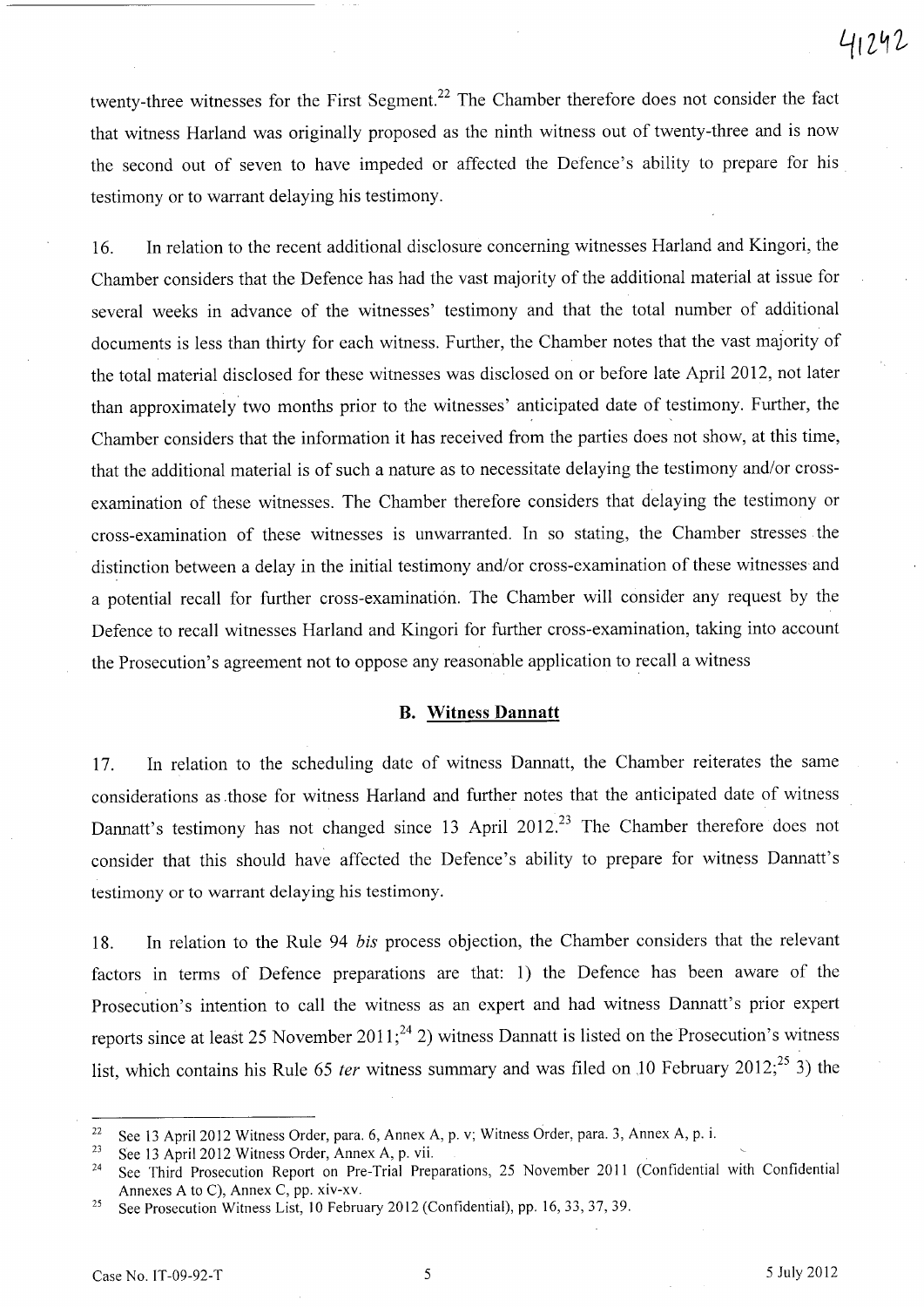twenty-three witnesses for the First Segment.[22] The Chamber therefore does not consider the fact that witness Harland was originally proposed as the ninth witness out of twenty-three and is now the second out of seven to have impeded or affected the Defence's ability to prepare for his testimony or to warrant delaying his testimony.

16. In relation to the recent additional disclosure concerning witnesses Harland and Kingori, the Chamber considers that the Defence has had the vast majority of the additional material at issue for several weeks in advance of the witnesses' testimony and that the total number of additional documents is less than thirty for each witness. Further, the Chamber notes that the vast majority of the total material disclosed for these witnesses was disclosed on or before late April 2012, not later than approximately two months prior to the witnesses' anticipated date of testimony. Further, the Chamber considers that the information it has received from the parties does not show, at this time, that the additional material is of such a nature as to necessitate delaying the testimony and/or cross-examination of these witnesses. The Chamber therefore considers that delaying the testimony or cross-examination of these witnesses is unwarranted. In so stating, the Chamber stresses the distinction between a delay in the initial testimony and/or cross-examination of these witnesses and a potential recall for further cross-examination. The Chamber will consider any request by the Defence to recall witnesses Harland and Kingori for further cross-examination, taking into account the Prosecution's agreement not to oppose any reasonable application to recall a witness

### B. Witness Dannatt

17. In relation to the scheduling date of witness Dannatt, the Chamber reiterates the same considerations as those for witness Harland and further notes that the anticipated date of witness Dannatt's testimony has not changed since 13 April 2012.[23] The Chamber therefore does not consider that this should have affected the Defence's ability to prepare for witness Dannatt's testimony or to warrant delaying his testimony.

18. In relation to the Rule 94 *bis* process objection, the Chamber considers that the relevant factors in terms of Defence preparations are that: 1) the Defence has been aware of the Prosecution's intention to call the witness as an expert and had witness Dannatt's prior expert reports since at least 25 November 2011;[24] 2) witness Dannatt is listed on the Prosecution's witness list, which contains his Rule 65 *ter* witness summary and was filed on 10 February 2012;[25] 3) the

---

[22] See 13 April 2012 Witness Order, para. 6, Annex A, p. v; Witness Order, para. 3, Annex A, p. i.

[23] See 13 April 2012 Witness Order, Annex A, p. vii.

[24] See Third Prosecution Report on Pre-Trial Preparations, 25 November 2011 (Confidential with Confidential Annexes A to C), Annex C, pp. xiv-xv.

[25] See Prosecution Witness List, 10 February 2012 (Confidential), pp. 16, 33, 37, 39.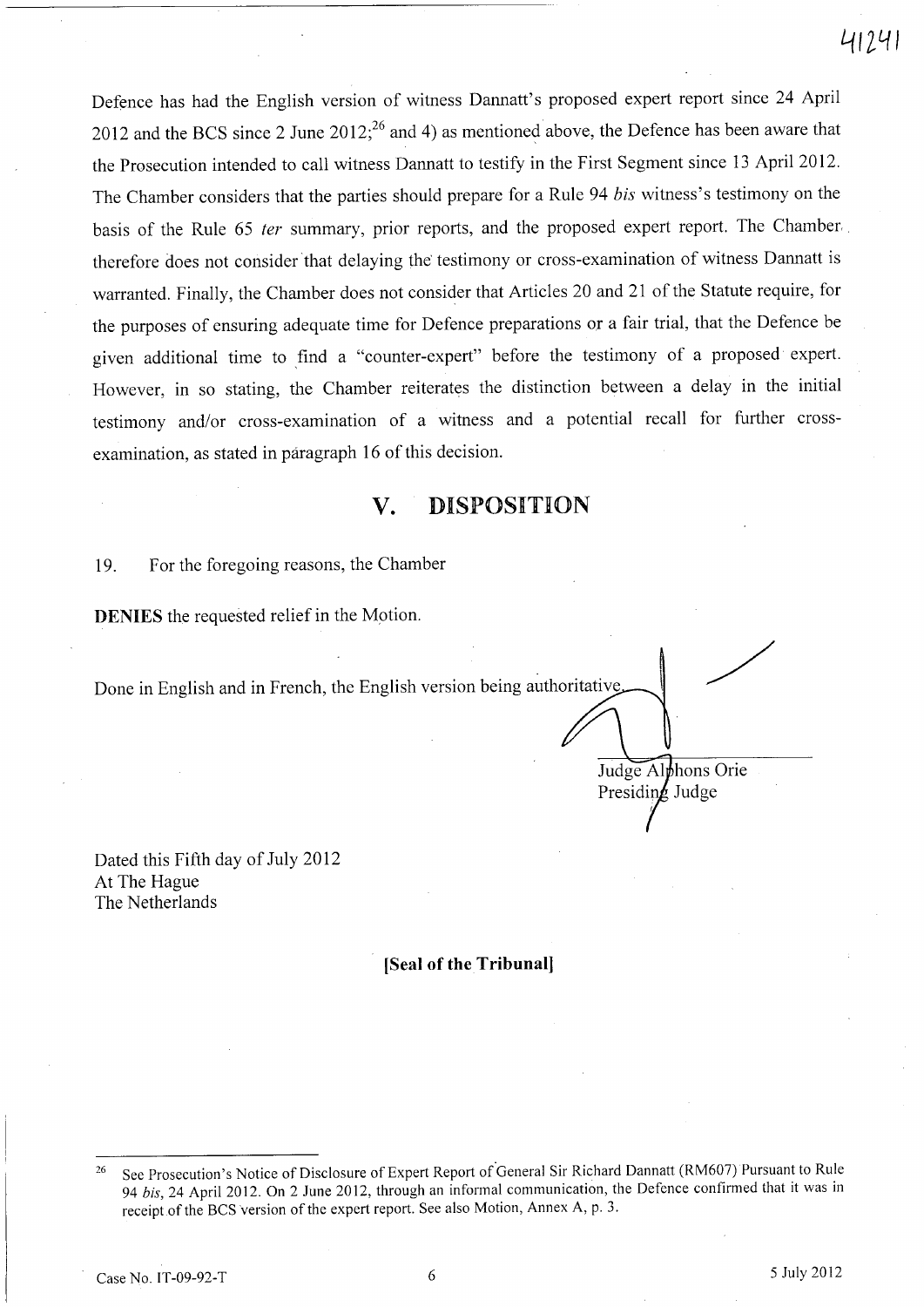Defence has had the English version of witness Dannatt's proposed expert report since 24 April 2012 and the BCS since 2 June 2012;[26] and 4) as mentioned above, the Defence has been aware that the Prosecution intended to call witness Dannatt to testify in the First Segment since 13 April 2012. The Chamber considers that the parties should prepare for a Rule 94 *bis* witness's testimony on the basis of the Rule 65 *ter* summary, prior reports, and the proposed expert report. The Chamber therefore does not consider that delaying the testimony or cross-examination of witness Dannatt is warranted. Finally, the Chamber does not consider that Articles 20 and 21 of the Statute require, for the purposes of ensuring adequate time for Defence preparations or a fair trial, that the Defence be given additional time to find a "counter-expert" before the testimony of a proposed expert. However, in so stating, the Chamber reiterates the distinction between a delay in the initial testimony and/or cross-examination of a witness and a potential recall for further cross-examination, as stated in paragraph 16 of this decision.

## V. DISPOSITION

19. For the foregoing reasons, the Chamber

**DENIES** the requested relief in the Motion.

Done in English and in French, the English version being authoritative.

Judge Alphons Orie
Presiding Judge

Dated this Fifth day of July 2012
At The Hague
The Netherlands

**[Seal of the Tribunal]**

---

[26] See Prosecution's Notice of Disclosure of Expert Report of General Sir Richard Dannatt (RM607) Pursuant to Rule 94 *bis*, 24 April 2012. On 2 June 2012, through an informal communication, the Defence confirmed that it was in receipt of the BCS version of the expert report. See also Motion, Annex A, p. 3.